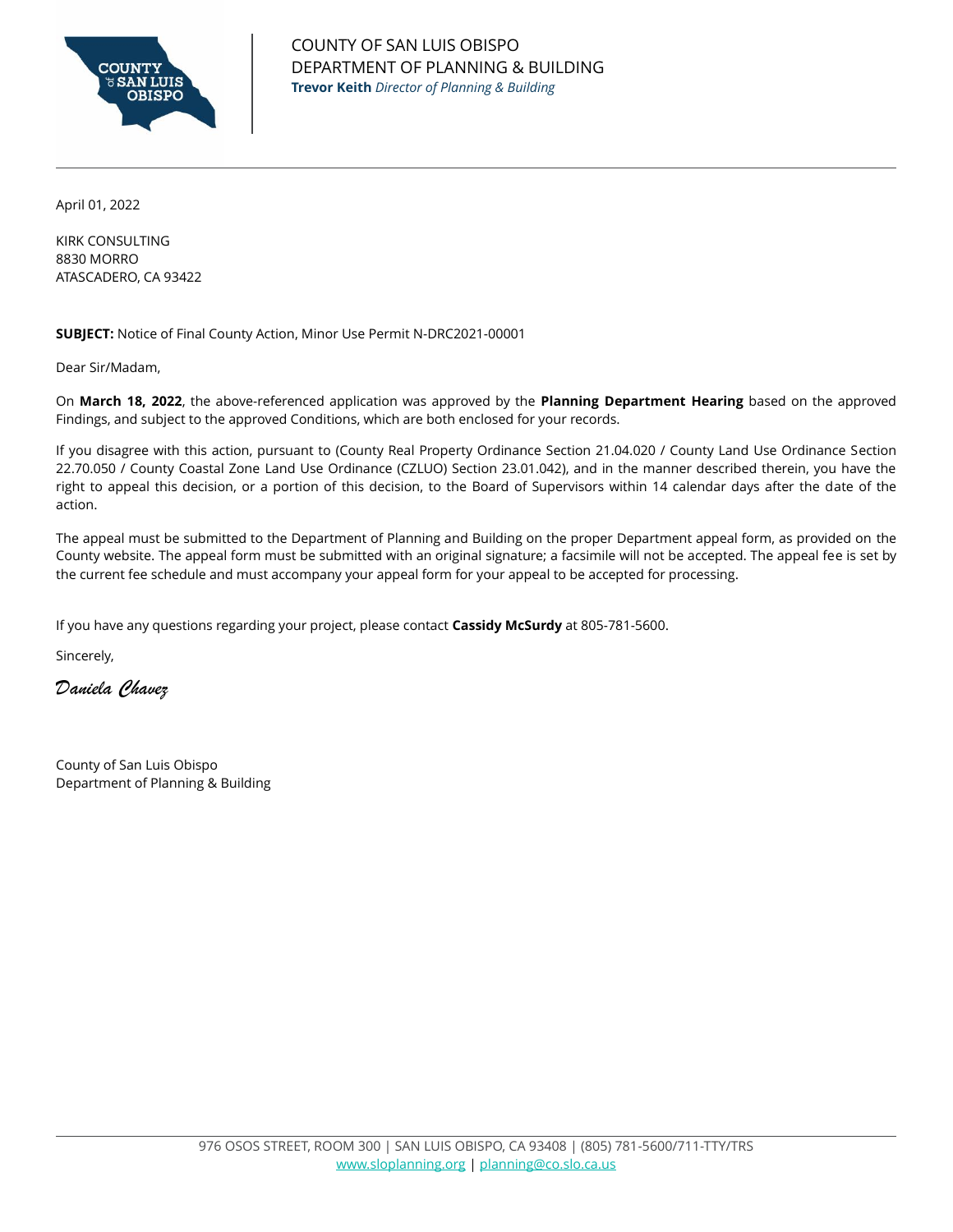COUNTY OF SAN LUIS OBISPO
DEPARTMENT OF PLANNING & BUILDING
**Trevor Keith** *Director of Planning & Building*

April 01, 2022

KIRK CONSULTING
8830 MORRO
ATASCADERO, CA 93422

**SUBJECT:** Notice of Final County Action, Minor Use Permit N-DRC2021-00001

Dear Sir/Madam,

On **March 18, 2022**, the above-referenced application was approved by the **Planning Department Hearing** based on the approved Findings, and subject to the approved Conditions, which are both enclosed for your records.

If you disagree with this action, pursuant to (County Real Property Ordinance Section 21.04.020 / County Land Use Ordinance Section 22.70.050 / County Coastal Zone Land Use Ordinance (CZLUO) Section 23.01.042), and in the manner described therein, you have the right to appeal this decision, or a portion of this decision, to the Board of Supervisors within 14 calendar days after the date of the action.

The appeal must be submitted to the Department of Planning and Building on the proper Department appeal form, as provided on the County website. The appeal form must be submitted with an original signature; a facsimile will not be accepted. The appeal fee is set by the current fee schedule and must accompany your appeal form for your appeal to be accepted for processing.

If you have any questions regarding your project, please contact **Cassidy McSurdy** at 805-781-5600.

Sincerely,

*Daniela Chavez*

County of San Luis Obispo
Department of Planning & Building

976 OSOS STREET, ROOM 300 | SAN LUIS OBISPO, CA 93408 | (805) 781-5600/711-TTY/TRS
www.sloplanning.org | planning@co.slo.ca.us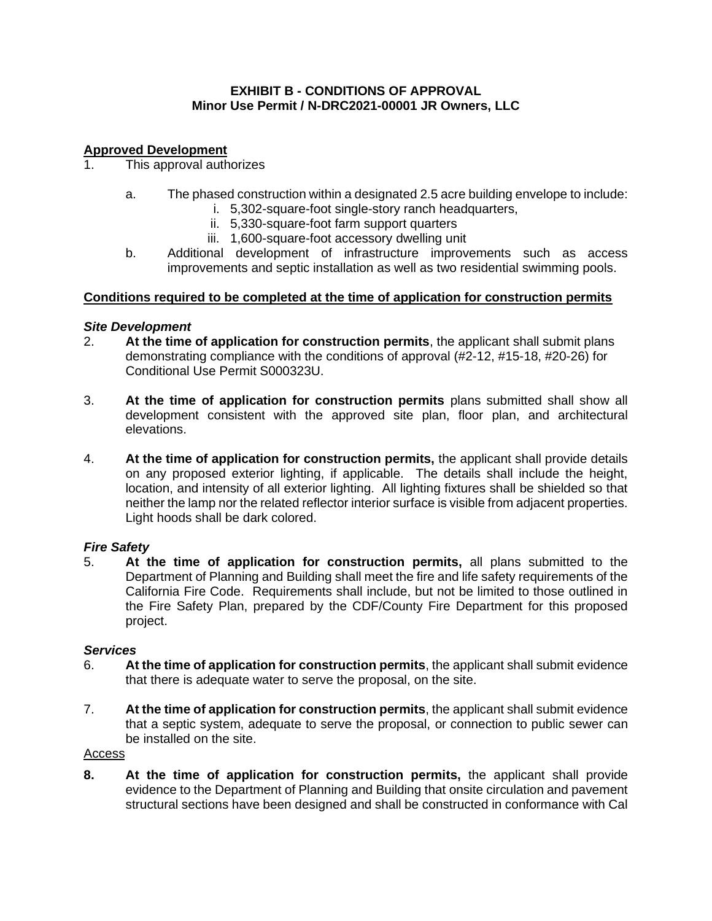**EXHIBIT B - CONDITIONS OF APPROVAL**
**Minor Use Permit / N-DRC2021-00001 JR Owners, LLC**

**Approved Development**

1. This approval authorizes

   a. The phased construction within a designated 2.5 acre building envelope to include:
      i. 5,302-square-foot single-story ranch headquarters,
      ii. 5,330-square-foot farm support quarters
      iii. 1,600-square-foot accessory dwelling unit

   b. Additional development of infrastructure improvements such as access improvements and septic installation as well as two residential swimming pools.

**Conditions required to be completed at the time of application for construction permits**

***Site Development***

2. **At the time of application for construction permits**, the applicant shall submit plans demonstrating compliance with the conditions of approval (#2-12, #15-18, #20-26) for Conditional Use Permit S000323U.

3. **At the time of application for construction permits** plans submitted shall show all development consistent with the approved site plan, floor plan, and architectural elevations.

4. **At the time of application for construction permits,** the applicant shall provide details on any proposed exterior lighting, if applicable. The details shall include the height, location, and intensity of all exterior lighting. All lighting fixtures shall be shielded so that neither the lamp nor the related reflector interior surface is visible from adjacent properties. Light hoods shall be dark colored.

***Fire Safety***

5. **At the time of application for construction permits,** all plans submitted to the Department of Planning and Building shall meet the fire and life safety requirements of the California Fire Code. Requirements shall include, but not be limited to those outlined in the Fire Safety Plan, prepared by the CDF/County Fire Department for this proposed project.

***Services***

6. **At the time of application for construction permits**, the applicant shall submit evidence that there is adequate water to serve the proposal, on the site.

7. **At the time of application for construction permits**, the applicant shall submit evidence that a septic system, adequate to serve the proposal, or connection to public sewer can be installed on the site.

Access

**8.** **At the time of application for construction permits,** the applicant shall provide evidence to the Department of Planning and Building that onsite circulation and pavement structural sections have been designed and shall be constructed in conformance with Cal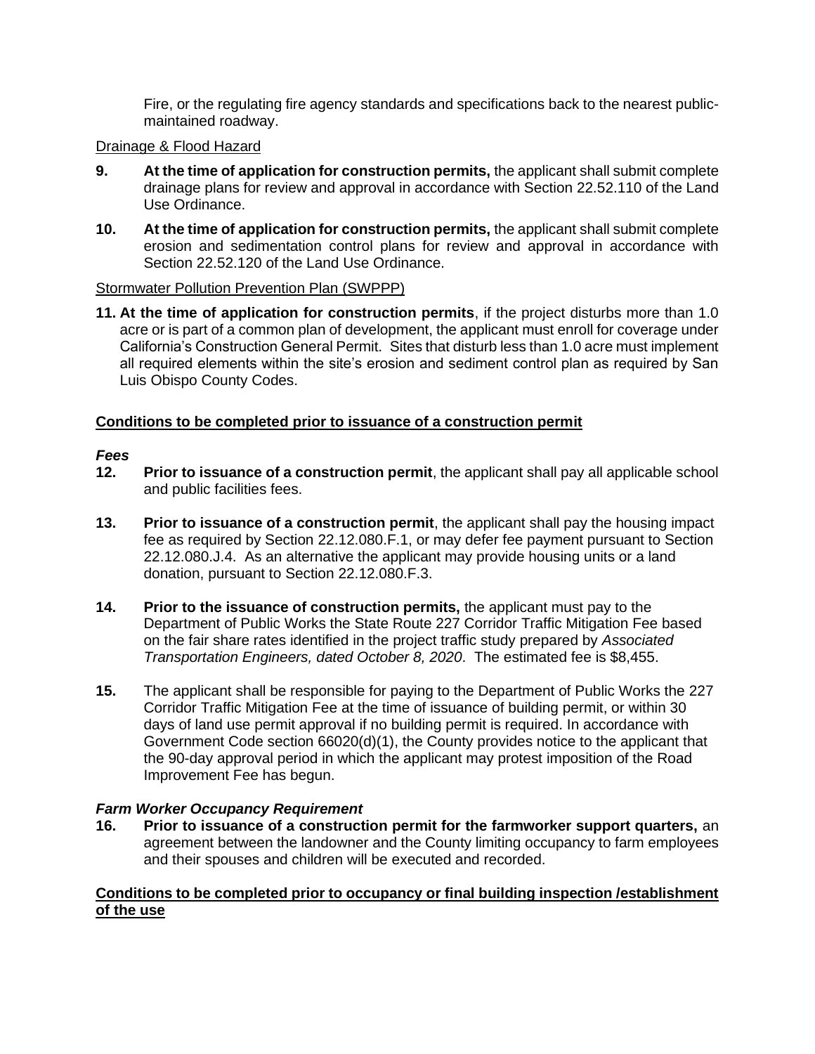Fire, or the regulating fire agency standards and specifications back to the nearest public-maintained roadway.

Drainage & Flood Hazard

**9.** **At the time of application for construction permits,** the applicant shall submit complete drainage plans for review and approval in accordance with Section 22.52.110 of the Land Use Ordinance.

**10.** **At the time of application for construction permits,** the applicant shall submit complete erosion and sedimentation control plans for review and approval in accordance with Section 22.52.120 of the Land Use Ordinance.

Stormwater Pollution Prevention Plan (SWPPP)

**11. At the time of application for construction permits**, if the project disturbs more than 1.0 acre or is part of a common plan of development, the applicant must enroll for coverage under California's Construction General Permit. Sites that disturb less than 1.0 acre must implement all required elements within the site's erosion and sediment control plan as required by San Luis Obispo County Codes.

**Conditions to be completed prior to issuance of a construction permit**

***Fees***

**12.** **Prior to issuance of a construction permit**, the applicant shall pay all applicable school and public facilities fees.

**13.** **Prior to issuance of a construction permit**, the applicant shall pay the housing impact fee as required by Section 22.12.080.F.1, or may defer fee payment pursuant to Section 22.12.080.J.4. As an alternative the applicant may provide housing units or a land donation, pursuant to Section 22.12.080.F.3.

**14.** **Prior to the issuance of construction permits,** the applicant must pay to the Department of Public Works the State Route 227 Corridor Traffic Mitigation Fee based on the fair share rates identified in the project traffic study prepared by *Associated Transportation Engineers, dated October 8, 2020*. The estimated fee is $8,455.

**15.** The applicant shall be responsible for paying to the Department of Public Works the 227 Corridor Traffic Mitigation Fee at the time of issuance of building permit, or within 30 days of land use permit approval if no building permit is required. In accordance with Government Code section 66020(d)(1), the County provides notice to the applicant that the 90-day approval period in which the applicant may protest imposition of the Road Improvement Fee has begun.

***Farm Worker Occupancy Requirement***

**16.** **Prior to issuance of a construction permit for the farmworker support quarters,** an agreement between the landowner and the County limiting occupancy to farm employees and their spouses and children will be executed and recorded.

**Conditions to be completed prior to occupancy or final building inspection /establishment of the use**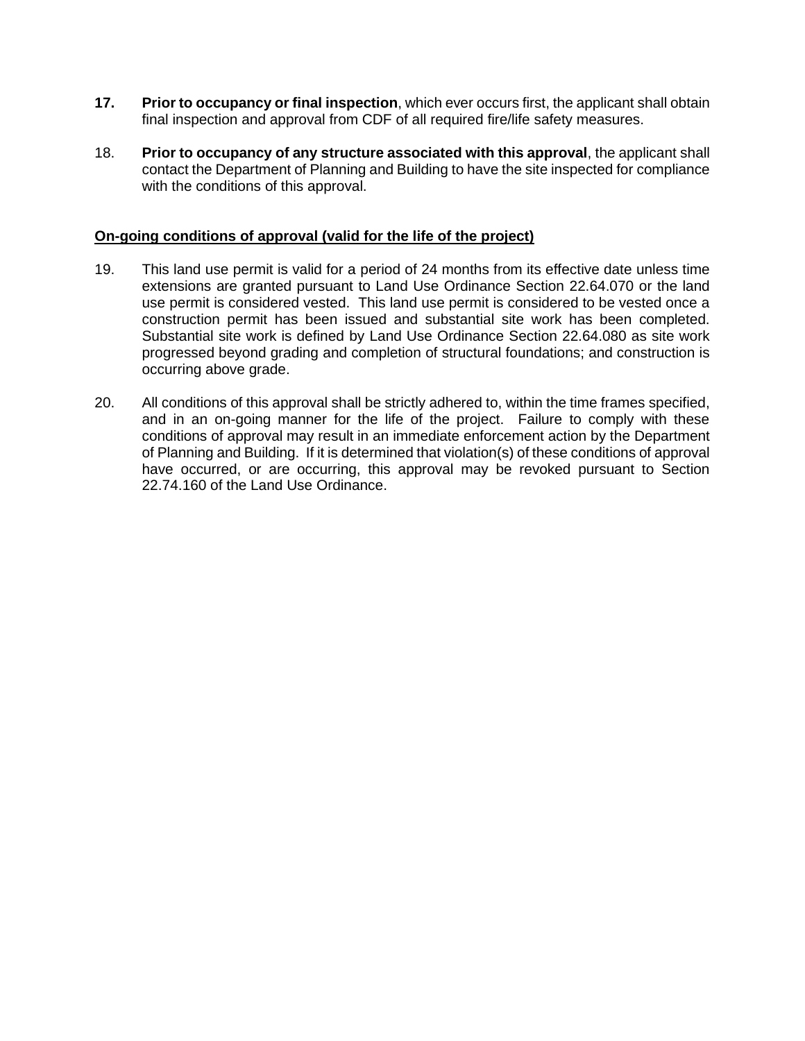**17.** **Prior to occupancy or final inspection**, which ever occurs first, the applicant shall obtain final inspection and approval from CDF of all required fire/life safety measures.

18. **Prior to occupancy of any structure associated with this approval**, the applicant shall contact the Department of Planning and Building to have the site inspected for compliance with the conditions of this approval.

**<u>On-going conditions of approval (valid for the life of the project)</u>**

19. This land use permit is valid for a period of 24 months from its effective date unless time extensions are granted pursuant to Land Use Ordinance Section 22.64.070 or the land use permit is considered vested. This land use permit is considered to be vested once a construction permit has been issued and substantial site work has been completed. Substantial site work is defined by Land Use Ordinance Section 22.64.080 as site work progressed beyond grading and completion of structural foundations; and construction is occurring above grade.

20. All conditions of this approval shall be strictly adhered to, within the time frames specified, and in an on-going manner for the life of the project. Failure to comply with these conditions of approval may result in an immediate enforcement action by the Department of Planning and Building. If it is determined that violation(s) of these conditions of approval have occurred, or are occurring, this approval may be revoked pursuant to Section 22.74.160 of the Land Use Ordinance.